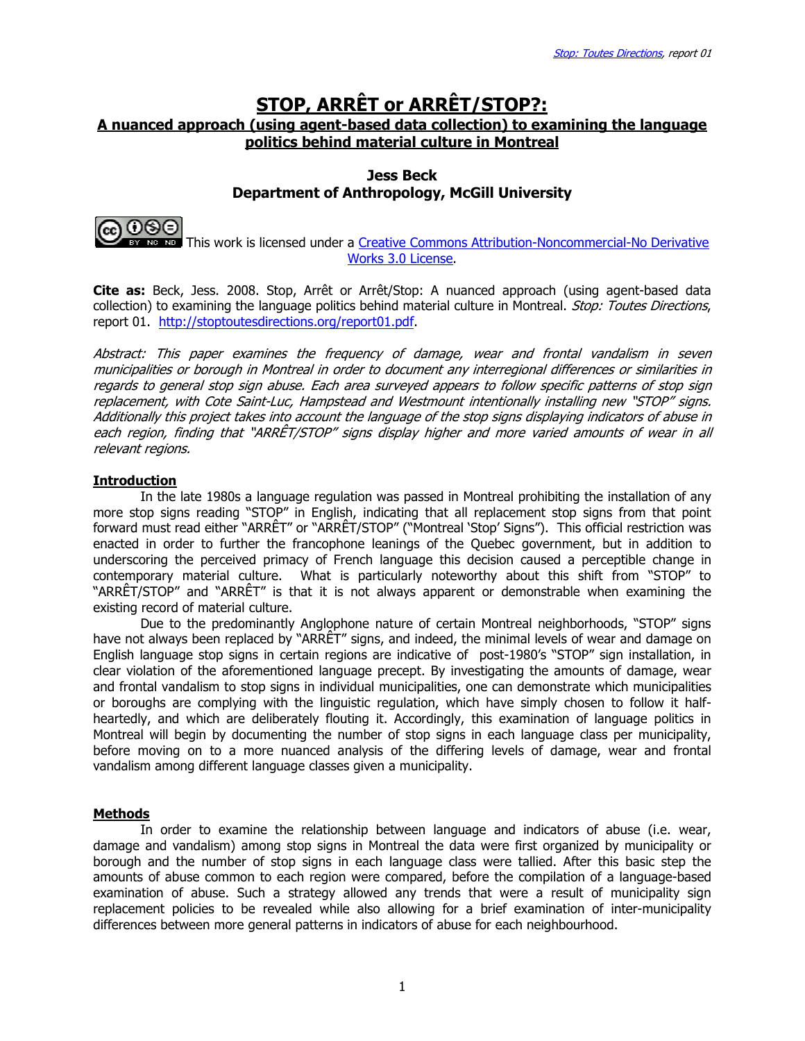# STOP, ARRÊT or ARRÊT/STOP?:

## A nuanced approach (using agent-based data collection) to examining the language politics behind material culture in Montreal

**Jess Beck**
**Department of Anthropology, McGill University**

This work is licensed under a Creative Commons Attribution-Noncommercial-No Derivative Works 3.0 License.

**Cite as:** Beck, Jess. 2008. Stop, Arrêt or Arrêt/Stop: A nuanced approach (using agent-based data collection) to examining the language politics behind material culture in Montreal. *Stop: Toutes Directions*, report 01. http://stoptoutesdirections.org/report01.pdf.

*Abstract: This paper examines the frequency of damage, wear and frontal vandalism in seven municipalities or borough in Montreal in order to document any interregional differences or similarities in regards to general stop sign abuse. Each area surveyed appears to follow specific patterns of stop sign replacement, with Cote Saint-Luc, Hampstead and Westmount intentionally installing new "STOP" signs. Additionally this project takes into account the language of the stop signs displaying indicators of abuse in each region, finding that "ARRÊT/STOP" signs display higher and more varied amounts of wear in all relevant regions.*

### Introduction

In the late 1980s a language regulation was passed in Montreal prohibiting the installation of any more stop signs reading "STOP" in English, indicating that all replacement stop signs from that point forward must read either "ARRÊT" or "ARRÊT/STOP" ("Montreal 'Stop' Signs"). This official restriction was enacted in order to further the francophone leanings of the Quebec government, but in addition to underscoring the perceived primacy of French language this decision caused a perceptible change in contemporary material culture. What is particularly noteworthy about this shift from "STOP" to "ARRÊT/STOP" and "ARRÊT" is that it is not always apparent or demonstrable when examining the existing record of material culture.

Due to the predominantly Anglophone nature of certain Montreal neighborhoods, "STOP" signs have not always been replaced by "ARRÊT" signs, and indeed, the minimal levels of wear and damage on English language stop signs in certain regions are indicative of post-1980's "STOP" sign installation, in clear violation of the aforementioned language precept. By investigating the amounts of damage, wear and frontal vandalism to stop signs in individual municipalities, one can demonstrate which municipalities or boroughs are complying with the linguistic regulation, which have simply chosen to follow it half-heartedly, and which are deliberately flouting it. Accordingly, this examination of language politics in Montreal will begin by documenting the number of stop signs in each language class per municipality, before moving on to a more nuanced analysis of the differing levels of damage, wear and frontal vandalism among different language classes given a municipality.

### Methods

In order to examine the relationship between language and indicators of abuse (i.e. wear, damage and vandalism) among stop signs in Montreal the data were first organized by municipality or borough and the number of stop signs in each language class were tallied. After this basic step the amounts of abuse common to each region were compared, before the compilation of a language-based examination of abuse. Such a strategy allowed any trends that were a result of municipality sign replacement policies to be revealed while also allowing for a brief examination of inter-municipality differences between more general patterns in indicators of abuse for each neighbourhood.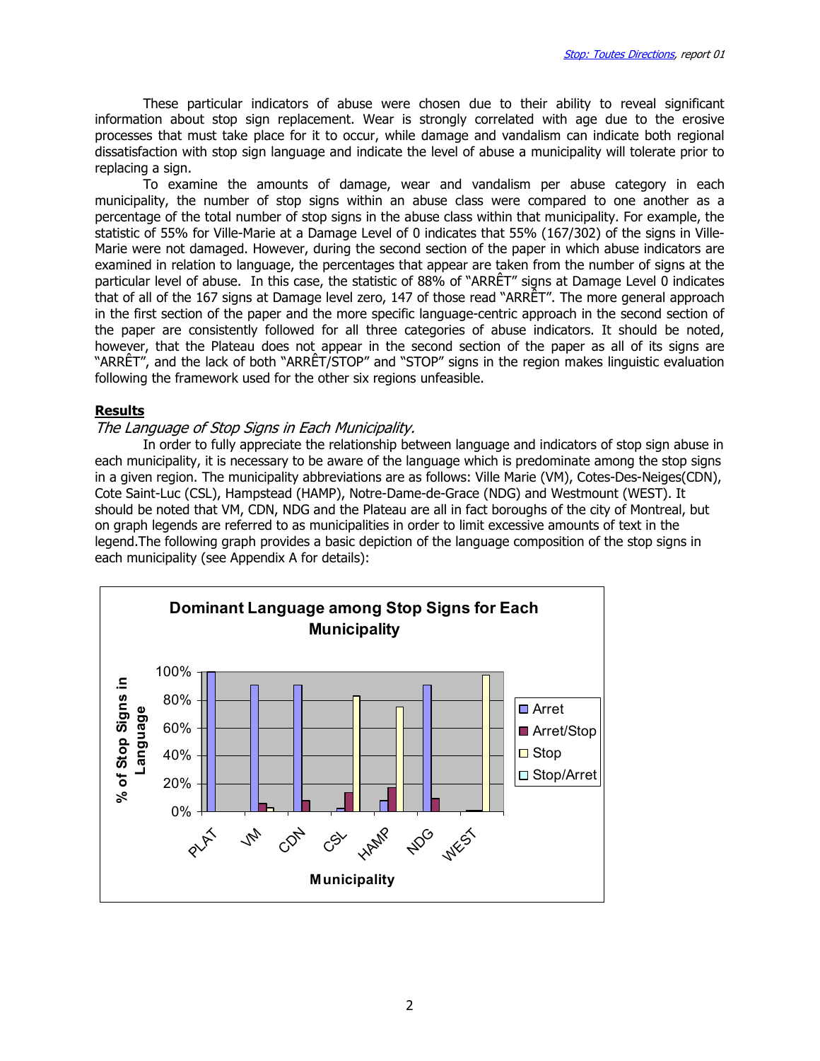These particular indicators of abuse were chosen due to their ability to reveal significant information about stop sign replacement. Wear is strongly correlated with age due to the erosive processes that must take place for it to occur, while damage and vandalism can indicate both regional dissatisfaction with stop sign language and indicate the level of abuse a municipality will tolerate prior to replacing a sign.

To examine the amounts of damage, wear and vandalism per abuse category in each municipality, the number of stop signs within an abuse class were compared to one another as a percentage of the total number of stop signs in the abuse class within that municipality. For example, the statistic of 55% for Ville-Marie at a Damage Level of 0 indicates that 55% (167/302) of the signs in Ville-Marie were not damaged. However, during the second section of the paper in which abuse indicators are examined in relation to language, the percentages that appear are taken from the number of signs at the particular level of abuse. In this case, the statistic of 88% of "ARRÊT" signs at Damage Level 0 indicates that of all of the 167 signs at Damage level zero, 147 of those read "ARRÊT". The more general approach in the first section of the paper and the more specific language-centric approach in the second section of the paper are consistently followed for all three categories of abuse indicators. It should be noted, however, that the Plateau does not appear in the second section of the paper as all of its signs are "ARRÊT", and the lack of both "ARRÊT/STOP" and "STOP" signs in the region makes linguistic evaluation following the framework used for the other six regions unfeasible.

## Results

*The Language of Stop Signs in Each Municipality.*

In order to fully appreciate the relationship between language and indicators of stop sign abuse in each municipality, it is necessary to be aware of the language which is predominate among the stop signs in a given region. The municipality abbreviations are as follows: Ville Marie (VM), Cotes-Des-Neiges(CDN), Cote Saint-Luc (CSL), Hampstead (HAMP), Notre-Dame-de-Grace (NDG) and Westmount (WEST). It should be noted that VM, CDN, NDG and the Plateau are all in fact boroughs of the city of Montreal, but on graph legends are referred to as municipalities in order to limit excessive amounts of text in the legend.The following graph provides a basic depiction of the language composition of the stop signs in each municipality (see Appendix A for details):

**Dominant Language among Stop Signs for Each Municipality**

[Bar chart: y-axis "% of Stop Signs in Language" (0%–100%); x-axis "Municipality": PLAT, VM, CDN, CSL, HAMP, NDG, WEST; legend: Arret, Arret/Stop, Stop, Stop/Arret]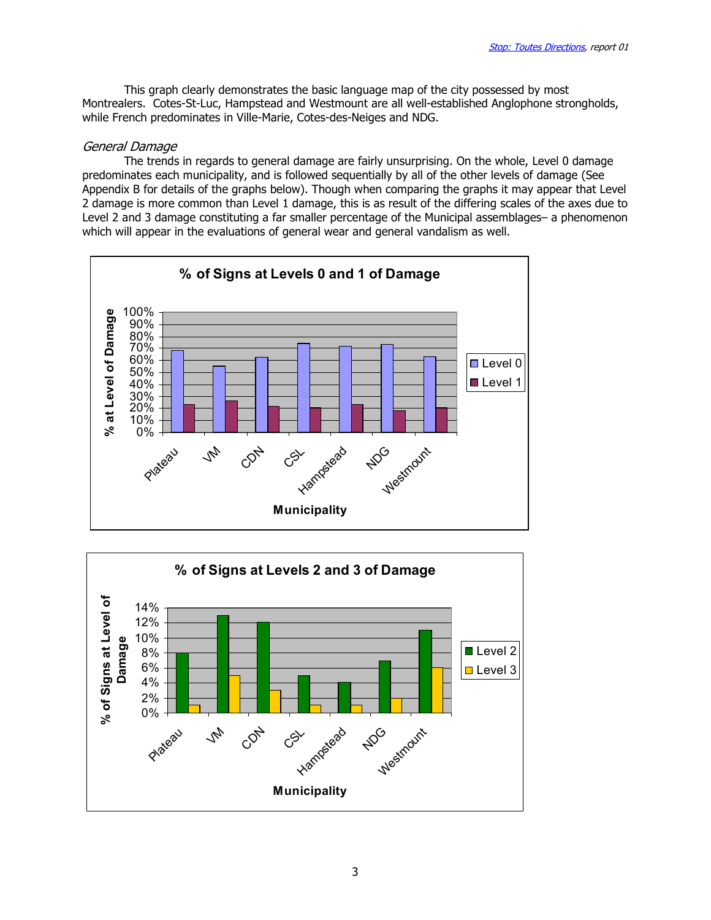This graph clearly demonstrates the basic language map of the city possessed by most Montrealers. Cotes-St-Luc, Hampstead and Westmount are all well-established Anglophone strongholds, while French predominates in Ville-Marie, Cotes-des-Neiges and NDG.

### *General Damage*

The trends in regards to general damage are fairly unsurprising. On the whole, Level 0 damage predominates each municipality, and is followed sequentially by all of the other levels of damage (See Appendix B for details of the graphs below). Though when comparing the graphs it may appear that Level 2 damage is more common than Level 1 damage, this is as result of the differing scales of the axes due to Level 2 and 3 damage constituting a far smaller percentage of the Municipal assemblages– a phenomenon which will appear in the evaluations of general wear and general vandalism as well.

**% of Signs at Levels 0 and 1 of Damage**

**% of Signs at Levels 2 and 3 of Damage**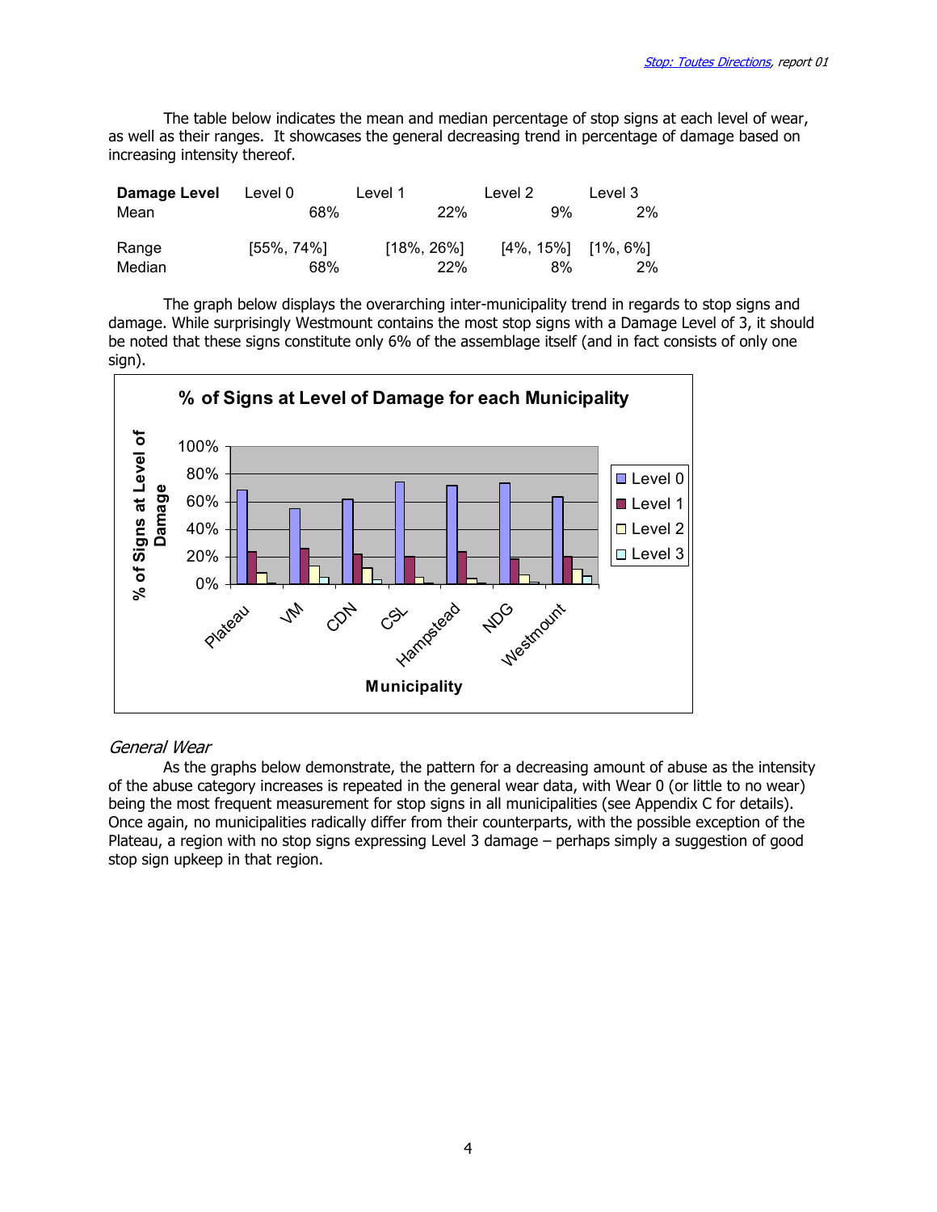The table below indicates the mean and median percentage of stop signs at each level of wear, as well as their ranges. It showcases the general decreasing trend in percentage of damage based on increasing intensity thereof.

| **Damage Level** | Level 0 | Level 1 | Level 2 | Level 3 |
|---|---|---|---|---|
| Mean | 68% | 22% | 9% | 2% |
| Range | [55%, 74%] | [18%, 26%] | [4%, 15%] | [1%, 6%] |
| Median | 68% | 22% | 8% | 2% |

The graph below displays the overarching inter-municipality trend in regards to stop signs and damage. While surprisingly Westmount contains the most stop signs with a Damage Level of 3, it should be noted that these signs constitute only 6% of the assemblage itself (and in fact consists of only one sign).

*General Wear*

As the graphs below demonstrate, the pattern for a decreasing amount of abuse as the intensity of the abuse category increases is repeated in the general wear data, with Wear 0 (or little to no wear) being the most frequent measurement for stop signs in all municipalities (see Appendix C for details). Once again, no municipalities radically differ from their counterparts, with the possible exception of the Plateau, a region with no stop signs expressing Level 3 damage – perhaps simply a suggestion of good stop sign upkeep in that region.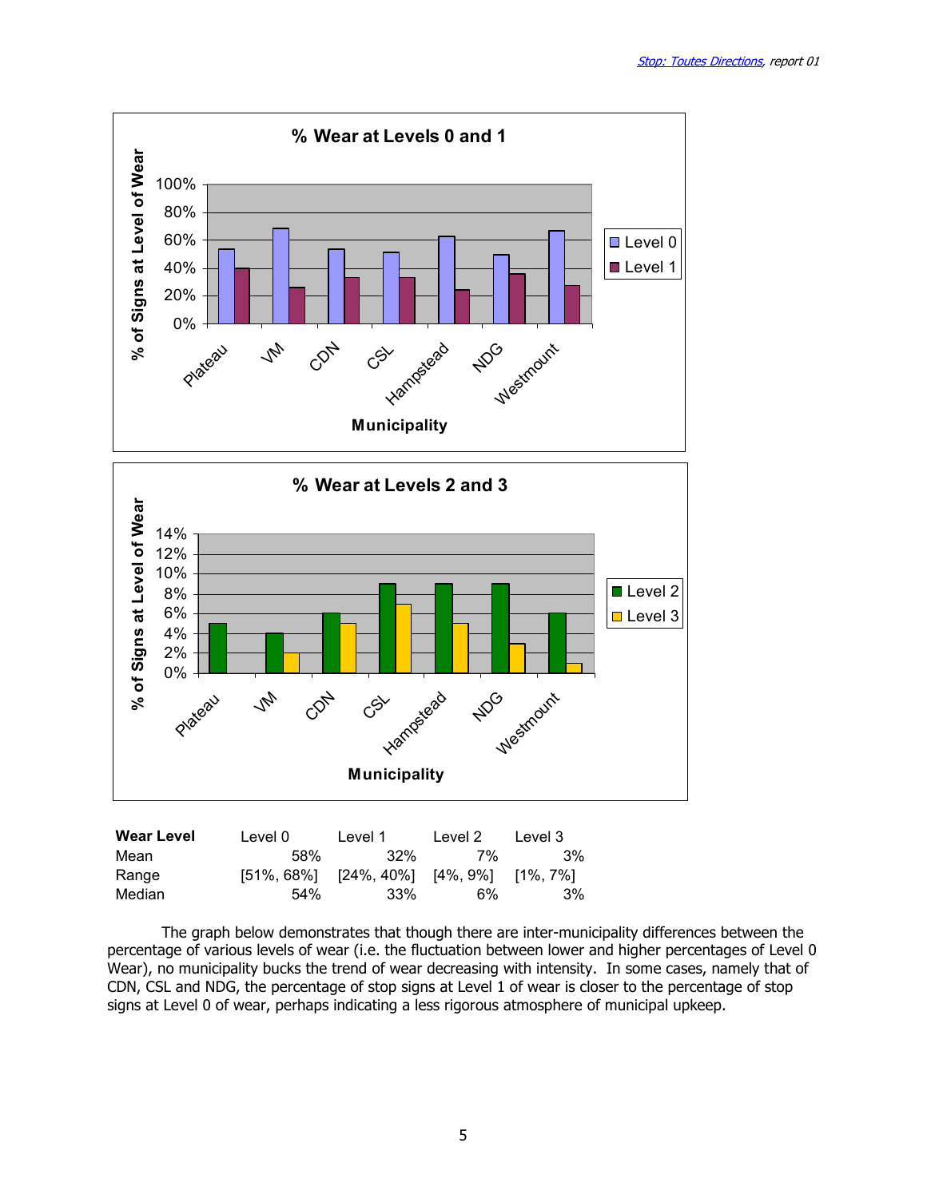| Wear Level | Level 0 | Level 1 | Level 2 | Level 3 |
|---|---|---|---|---|
| Mean | 58% | 32% | 7% | 3% |
| Range | [51%, 68%] | [24%, 40%] | [4%, 9%] | [1%, 7%] |
| Median | 54% | 33% | 6% | 3% |

The graph below demonstrates that though there are inter-municipality differences between the percentage of various levels of wear (i.e. the fluctuation between lower and higher percentages of Level 0 Wear), no municipality bucks the trend of wear decreasing with intensity. In some cases, namely that of CDN, CSL and NDG, the percentage of stop signs at Level 1 of wear is closer to the percentage of stop signs at Level 0 of wear, perhaps indicating a less rigorous atmosphere of municipal upkeep.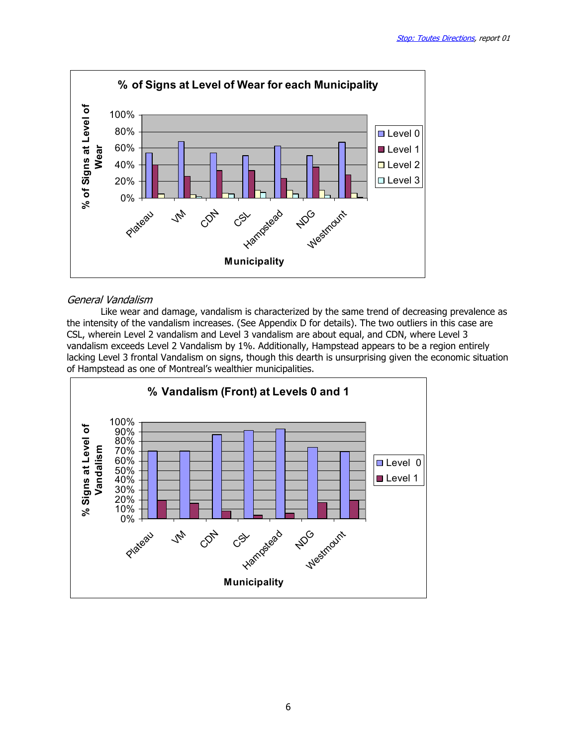## % of Signs at Level of Wear for each Municipality

*General Vandalism*

Like wear and damage, vandalism is characterized by the same trend of decreasing prevalence as the intensity of the vandalism increases. (See Appendix D for details). The two outliers in this case are CSL, wherein Level 2 vandalism and Level 3 vandalism are about equal, and CDN, where Level 3 vandalism exceeds Level 2 Vandalism by 1%. Additionally, Hampstead appears to be a region entirely lacking Level 3 frontal Vandalism on signs, though this dearth is unsurprising given the economic situation of Hampstead as one of Montreal's wealthier municipalities.

## % Vandalism (Front) at Levels 0 and 1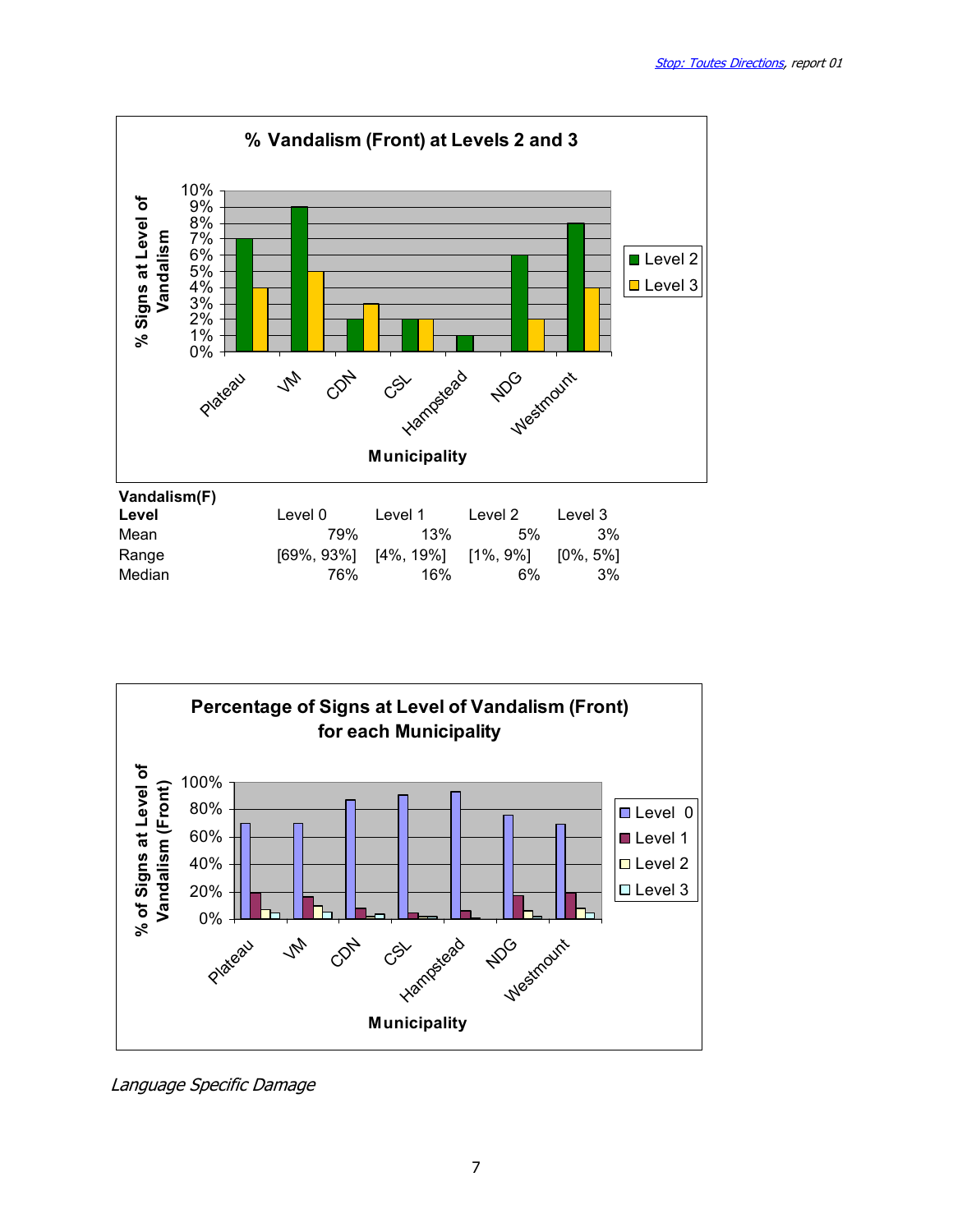| Vandalism(F) Level | Level 0 | Level 1 | Level 2 | Level 3 |
|---|---|---|---|---|
| Mean | 79% | 13% | 5% | 3% |
| Range | [69%, 93%] | [4%, 19%] | [1%, 9%] | [0%, 5%] |
| Median | 76% | 16% | 6% | 3% |

*Language Specific Damage*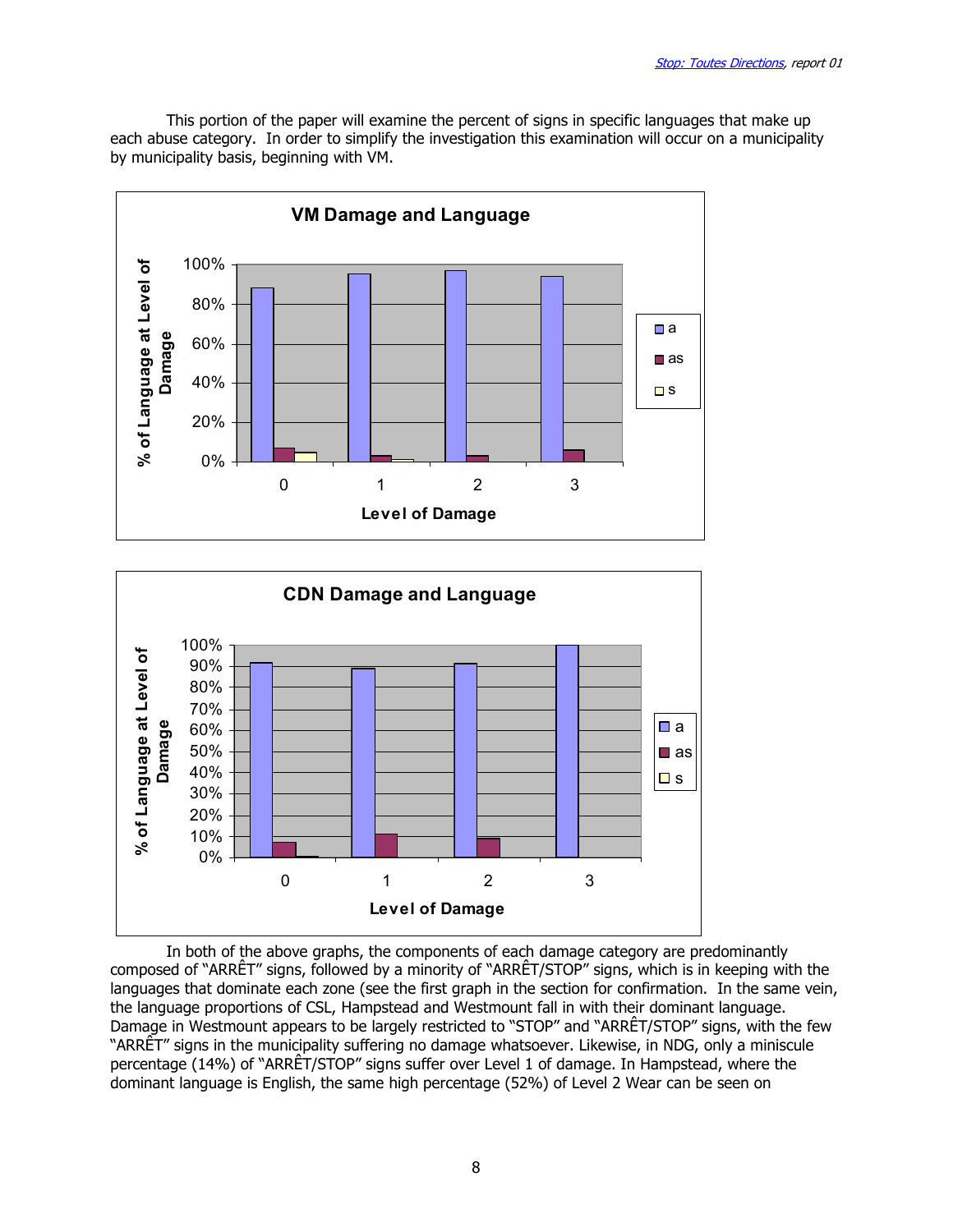This portion of the paper will examine the percent of signs in specific languages that make up each abuse category. In order to simplify the investigation this examination will occur on a municipality by municipality basis, beginning with VM.

**VM Damage and Language**

% of Language at Level of Damage

Level of Damage: 0, 1, 2, 3

Legend: a, as, s

**CDN Damage and Language**

% of Language at Level of Damage

Level of Damage: 0, 1, 2, 3

Legend: a, as, s

In both of the above graphs, the components of each damage category are predominantly composed of "ARRÊT" signs, followed by a minority of "ARRÊT/STOP" signs, which is in keeping with the languages that dominate each zone (see the first graph in the section for confirmation. In the same vein, the language proportions of CSL, Hampstead and Westmount fall in with their dominant language. Damage in Westmount appears to be largely restricted to "STOP" and "ARRÊT/STOP" signs, with the few "ARRÊT" signs in the municipality suffering no damage whatsoever. Likewise, in NDG, only a miniscule percentage (14%) of "ARRÊT/STOP" signs suffer over Level 1 of damage. In Hampstead, where the dominant language is English, the same high percentage (52%) of Level 2 Wear can be seen on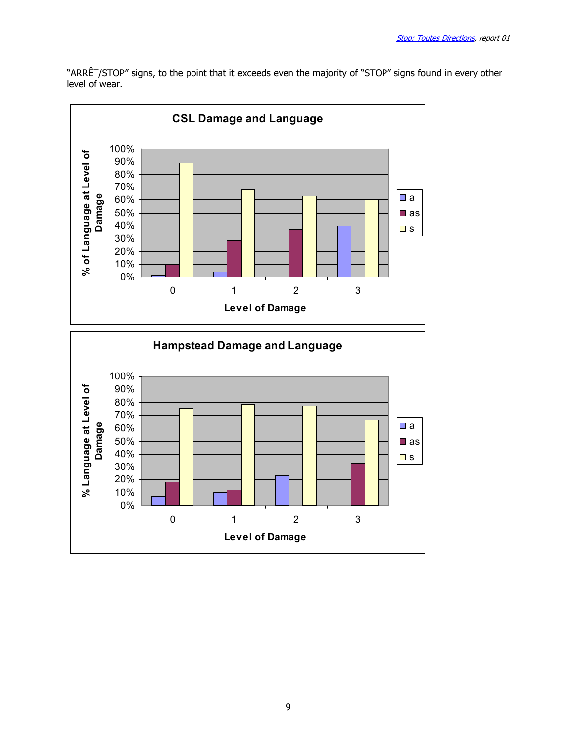"ARRÊT/STOP" signs, to the point that it exceeds even the majority of "STOP" signs found in every other level of wear.

**CSL Damage and Language**

| Level of Damage | a | as | s |
|---|---|---|---|
| 0 | ~1% | ~10% | ~89% |
| 1 | ~4% | ~28% | ~68% |
| 2 | | ~37% | ~63% |
| 3 | ~40% | | ~60% |

Y-axis: % of Language at Level of Damage; X-axis: Level of Damage

**Hampstead Damage and Language**

| Level of Damage | a | as | s |
|---|---|---|---|
| 0 | ~7% | ~18% | ~75% |
| 1 | ~10% | ~12% | ~78% |
| 2 | ~23% | | ~77% |
| 3 | | ~33% | ~67% |

Y-axis: % Language at Level of Damage; X-axis: Level of Damage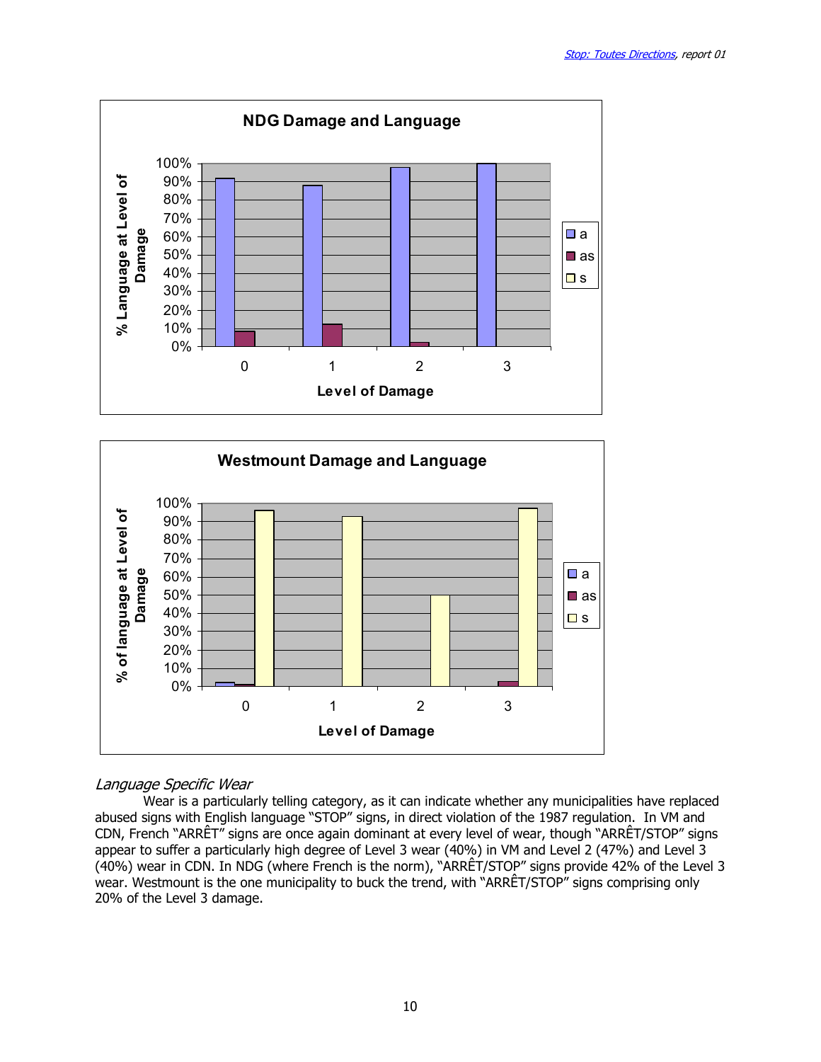### NDG Damage and Language

% Language at Level of Damage

Level of Damage

| Level of Damage | a | as | s |
|---|---|---|---|
| 0 | 92% | 8% | |
| 1 | 88% | 12% | |
| 2 | 98% | 2% | |
| 3 | 100% | | |

### Westmount Damage and Language

% of language at Level of Damage

Level of Damage

| Level of Damage | a | as | s |
|---|---|---|---|
| 0 | 2% | 1% | 96% |
| 1 | | | 93% |
| 2 | | | 50% |
| 3 | | 3% | 97% |

*Language Specific Wear*

Wear is a particularly telling category, as it can indicate whether any municipalities have replaced abused signs with English language "STOP" signs, in direct violation of the 1987 regulation. In VM and CDN, French "ARRÊT" signs are once again dominant at every level of wear, though "ARRÊT/STOP" signs appear to suffer a particularly high degree of Level 3 wear (40%) in VM and Level 2 (47%) and Level 3 (40%) wear in CDN. In NDG (where French is the norm), "ARRÊT/STOP" signs provide 42% of the Level 3 wear. Westmount is the one municipality to buck the trend, with "ARRÊT/STOP" signs comprising only 20% of the Level 3 damage.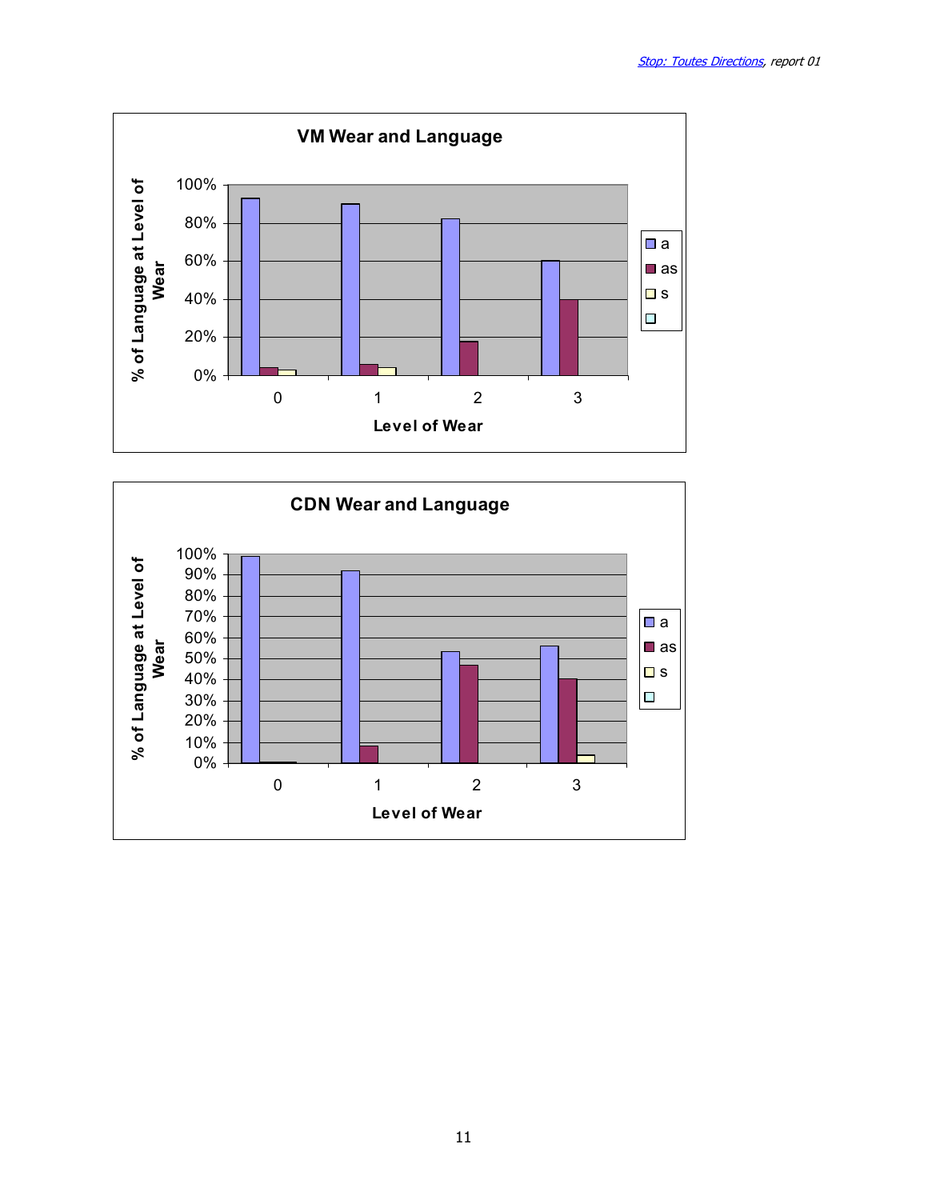**VM Wear and Language**

% of Language at Level of Wear

100%
80%
60%
40%
20%
0%

0 1 2 3

Level of Wear

- a
- as
- s

**CDN Wear and Language**

% of Language at Level of Wear

100%
90%
80%
70%
60%
50%
40%
30%
20%
10%
0%

0 1 2 3

Level of Wear

- a
- as
- s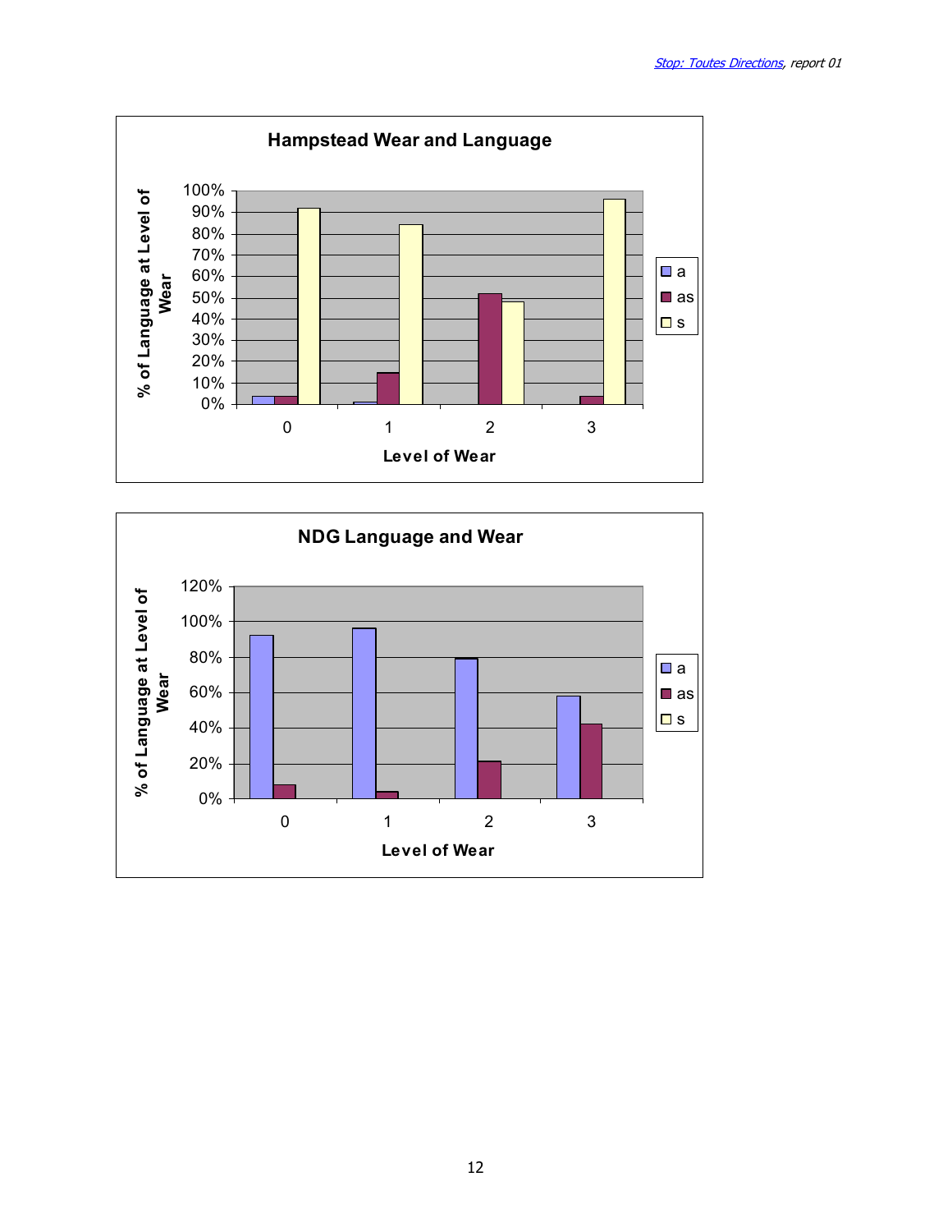**Hampstead Wear and Language**

% of Language at Level of Wear

100%
90%
80%
70%
60%
50%
40%
30%
20%
10%
0%

0 1 2 3

Level of Wear

a
as
s

**NDG Language and Wear**

% of Language at Level of Wear

120%
100%
80%
60%
40%
20%
0%

0 1 2 3

Level of Wear

a
as
s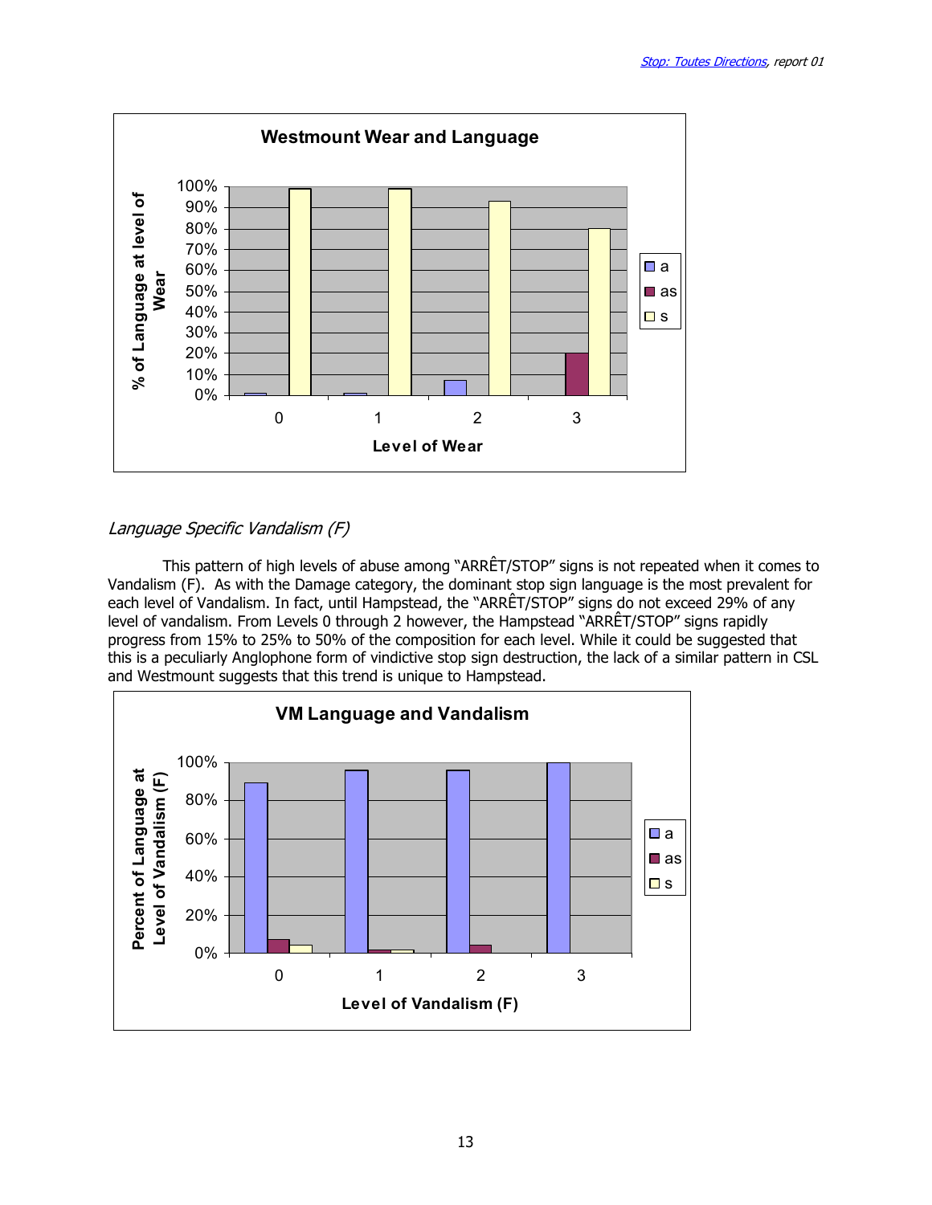**Westmount Wear and Language**

*Language Specific Vandalism (F)*

This pattern of high levels of abuse among "ARRÊT/STOP" signs is not repeated when it comes to Vandalism (F). As with the Damage category, the dominant stop sign language is the most prevalent for each level of Vandalism. In fact, until Hampstead, the "ARRÊT/STOP" signs do not exceed 29% of any level of vandalism. From Levels 0 through 2 however, the Hampstead "ARRÊT/STOP" signs rapidly progress from 15% to 25% to 50% of the composition for each level. While it could be suggested that this is a peculiarly Anglophone form of vindictive stop sign destruction, the lack of a similar pattern in CSL and Westmount suggests that this trend is unique to Hampstead.

**VM Language and Vandalism**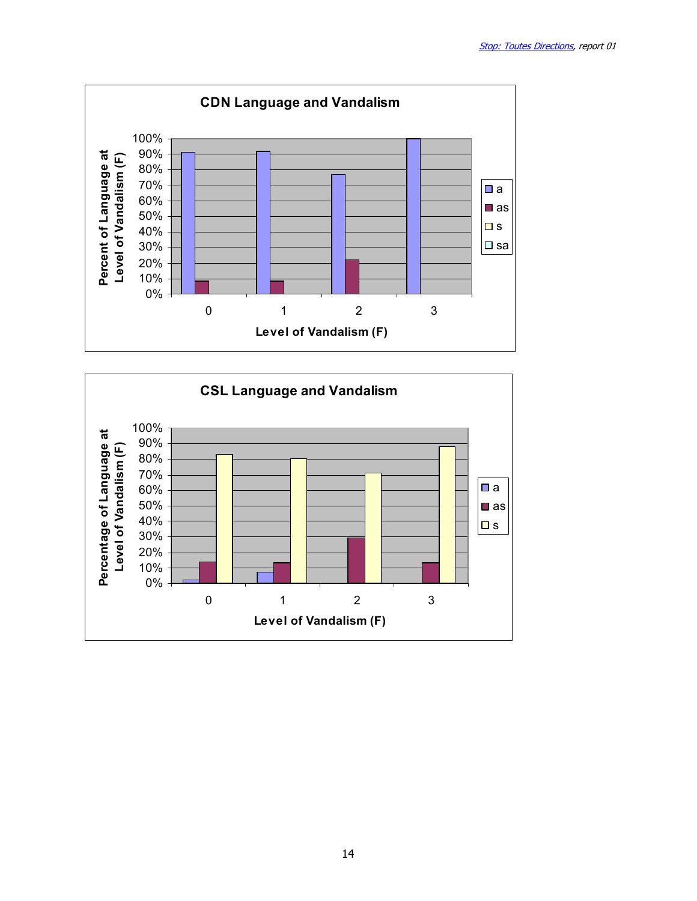**CDN Language and Vandalism**

Percent of Language at Level of Vandalism (F)

Level of Vandalism (F)

Legend: a, as, s, sa

**CSL Language and Vandalism**

Percentage of Language at Level of Vandalism (F)

Level of Vandalism (F)

Legend: a, as, s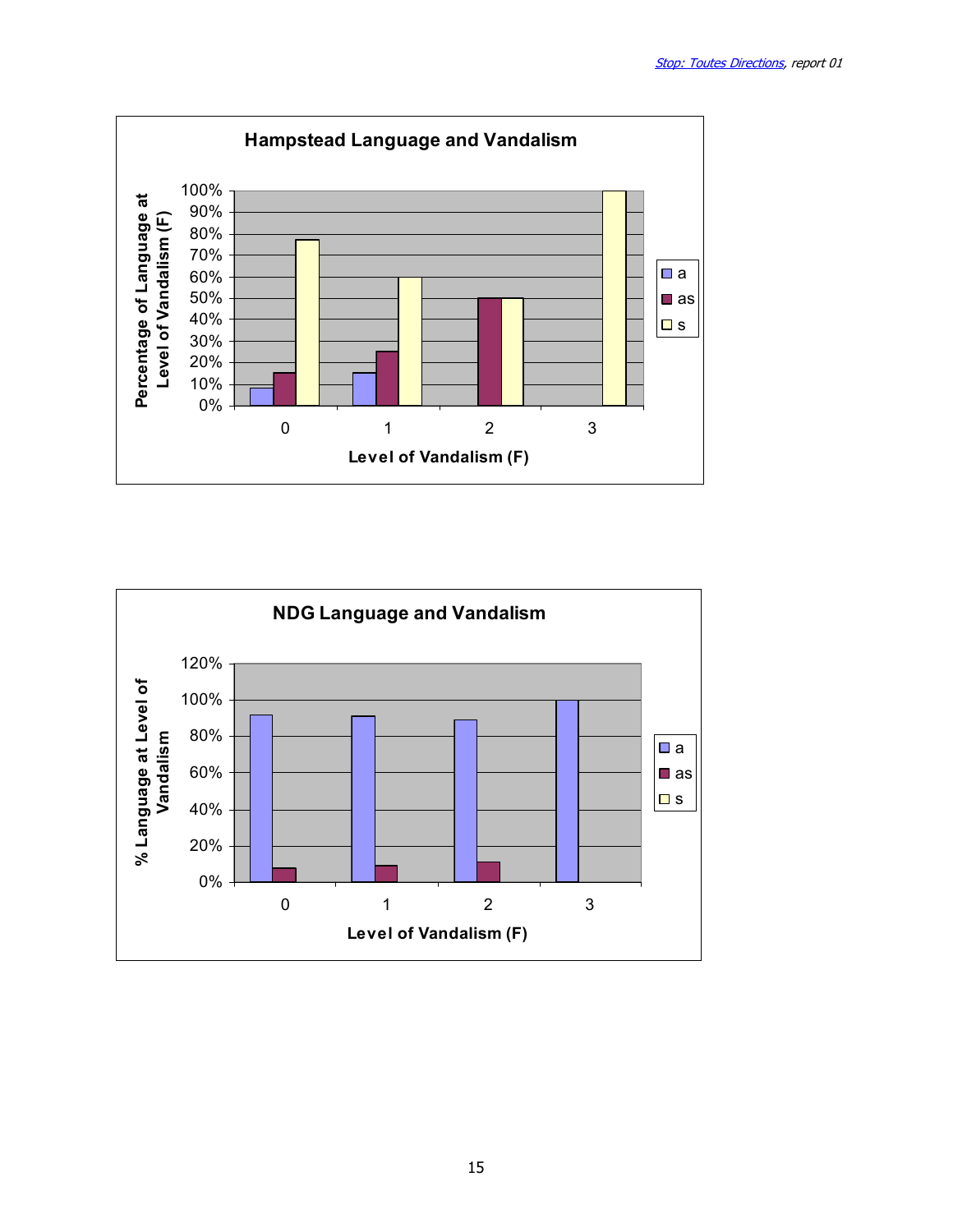**Hampstead Language and Vandalism**

Percentage of Language at Level of Vandalism (F)

100%
90%
80%
70%
60%
50%
40%
30%
20%
10%
0%

0 1 2 3

Level of Vandalism (F)

a
as
s

**NDG Language and Vandalism**

% Language at Level of Vandalism

120%
100%
80%
60%
40%
20%
0%

0 1 2 3

Level of Vandalism (F)

a
as
s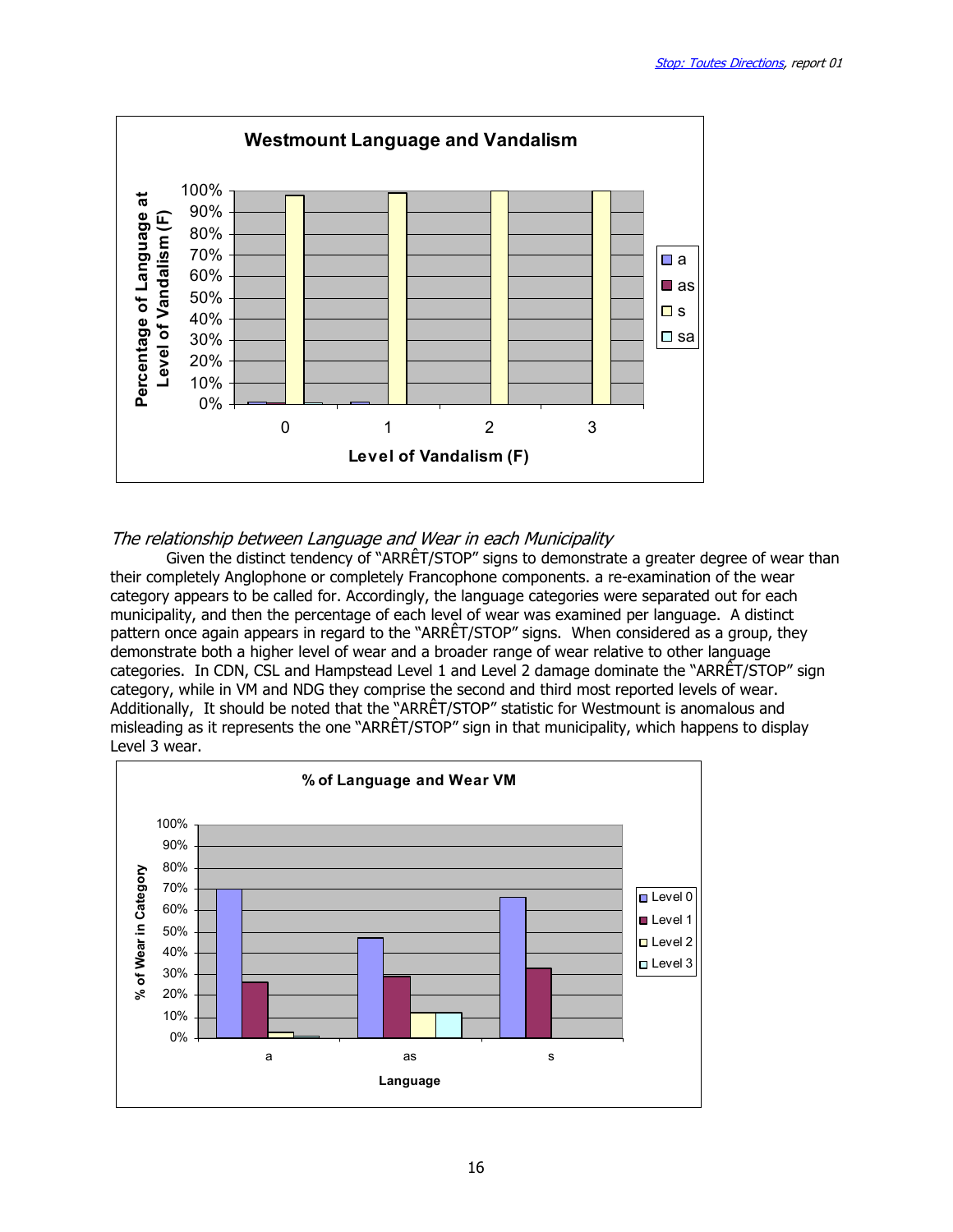## The relationship between Language and Wear in each Municipality

Given the distinct tendency of "ARRÊT/STOP" signs to demonstrate a greater degree of wear than their completely Anglophone or completely Francophone components. a re-examination of the wear category appears to be called for. Accordingly, the language categories were separated out for each municipality, and then the percentage of each level of wear was examined per language. A distinct pattern once again appears in regard to the "ARRÊT/STOP" signs. When considered as a group, they demonstrate both a higher level of wear and a broader range of wear relative to other language categories. In CDN, CSL and Hampstead Level 1 and Level 2 damage dominate the "ARRÊT/STOP" sign category, while in VM and NDG they comprise the second and third most reported levels of wear. Additionally, It should be noted that the "ARRÊT/STOP" statistic for Westmount is anomalous and misleading as it represents the one "ARRÊT/STOP" sign in that municipality, which happens to display Level 3 wear.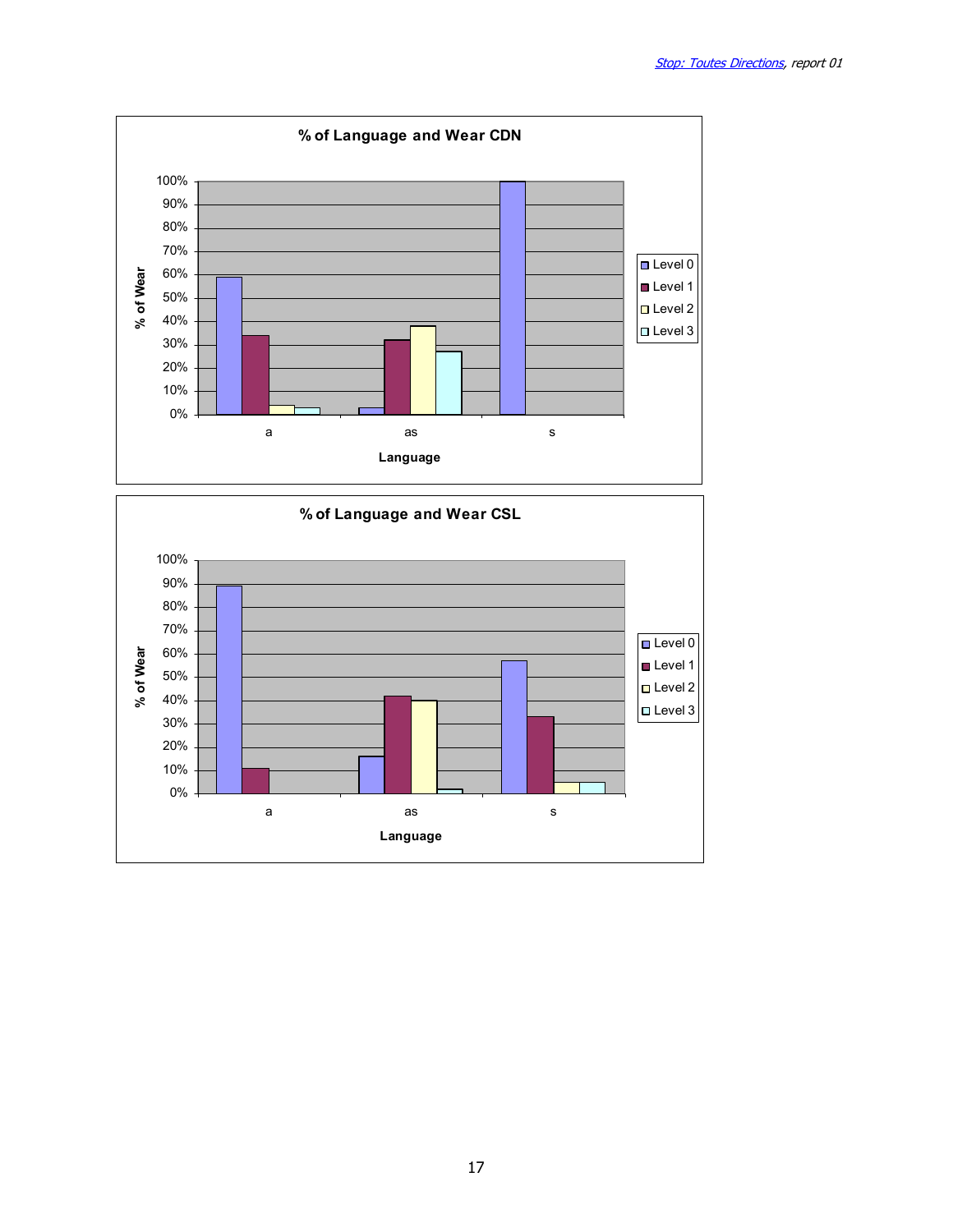**% of Language and Wear CDN**

% of Wear: 0%, 10%, 20%, 30%, 40%, 50%, 60%, 70%, 80%, 90%, 100%

Language: a, as, s

Level 0, Level 1, Level 2, Level 3

**% of Language and Wear CSL**

% of Wear: 0%, 10%, 20%, 30%, 40%, 50%, 60%, 70%, 80%, 90%, 100%

Language: a, as, s

Level 0, Level 1, Level 2, Level 3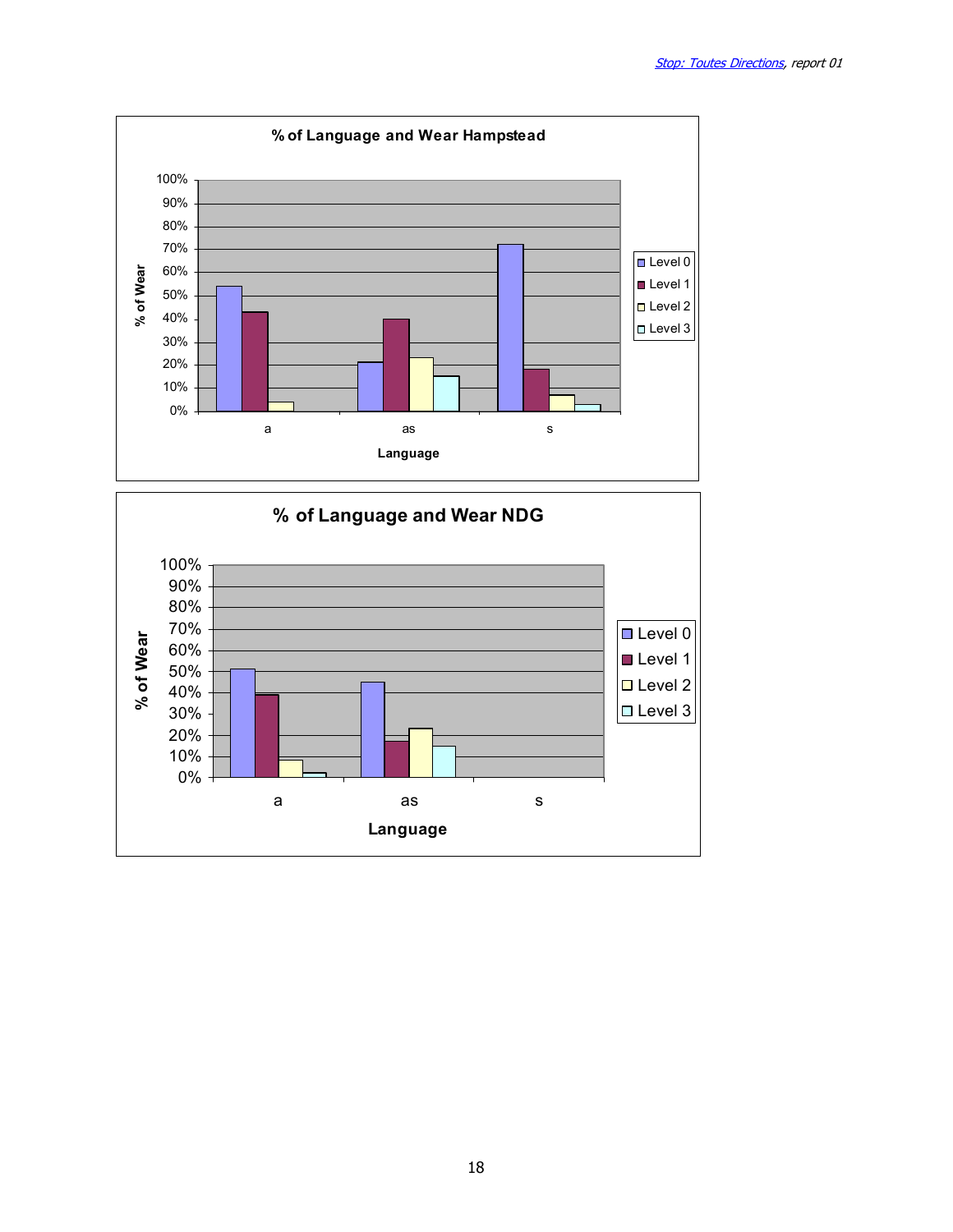**% of Language and Wear Hampstead**

| Language | Level 0 | Level 1 | Level 2 | Level 3 |
|---|---|---|---|---|
| a | 54% | 43% | 4% | |
| as | 21% | 40% | 23% | 15% |
| s | 72% | 18% | 7% | 3% |

**% of Language and Wear NDG**

| Language | Level 0 | Level 1 | Level 2 | Level 3 |
|---|---|---|---|---|
| a | 51% | 39% | 8% | 2% |
| as | 45% | 17% | 23% | 15% |
| s | | | | |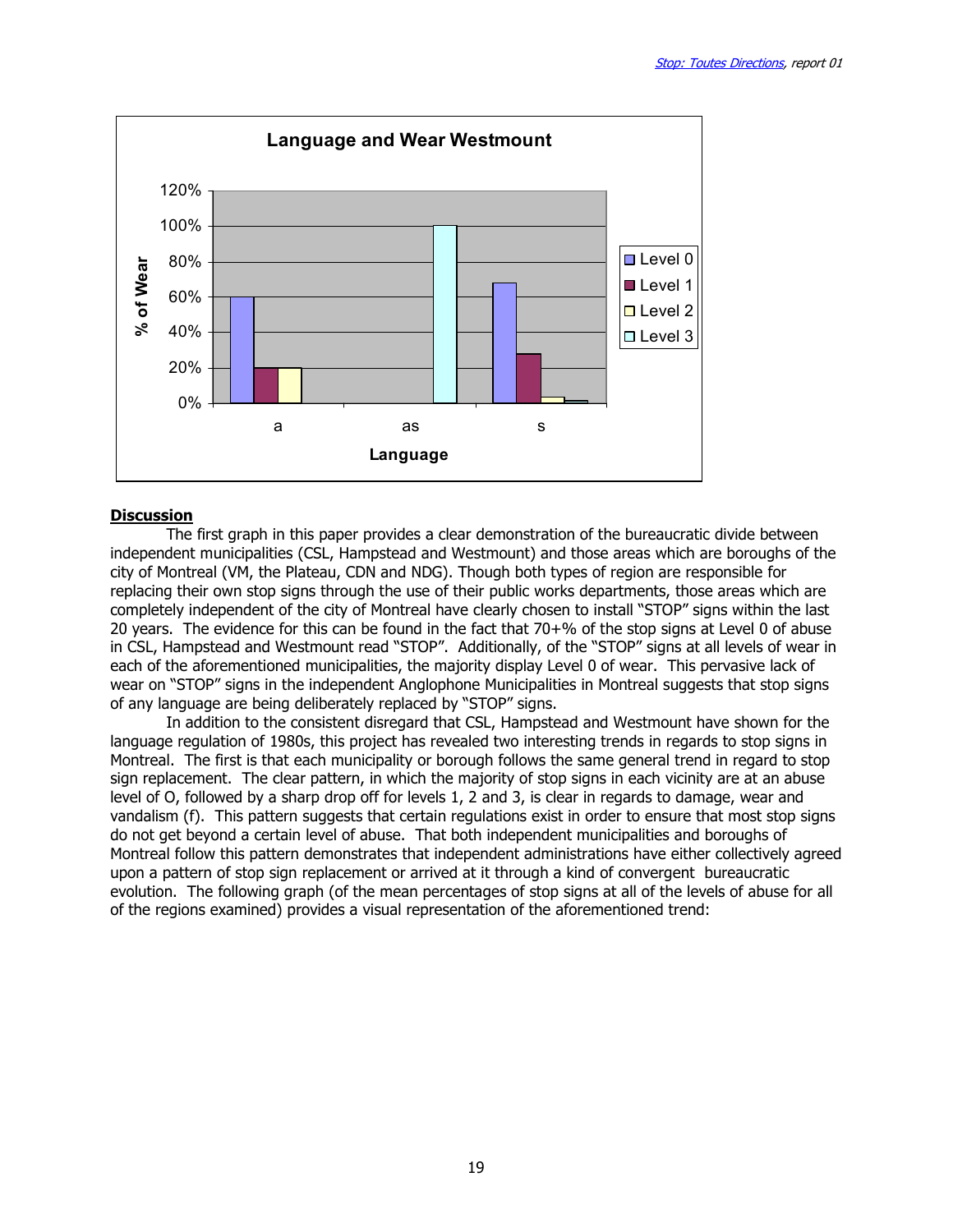## Discussion

The first graph in this paper provides a clear demonstration of the bureaucratic divide between independent municipalities (CSL, Hampstead and Westmount) and those areas which are boroughs of the city of Montreal (VM, the Plateau, CDN and NDG). Though both types of region are responsible for replacing their own stop signs through the use of their public works departments, those areas which are completely independent of the city of Montreal have clearly chosen to install "STOP" signs within the last 20 years. The evidence for this can be found in the fact that 70+% of the stop signs at Level 0 of abuse in CSL, Hampstead and Westmount read "STOP". Additionally, of the "STOP" signs at all levels of wear in each of the aforementioned municipalities, the majority display Level 0 of wear. This pervasive lack of wear on "STOP" signs in the independent Anglophone Municipalities in Montreal suggests that stop signs of any language are being deliberately replaced by "STOP" signs.

In addition to the consistent disregard that CSL, Hampstead and Westmount have shown for the language regulation of 1980s, this project has revealed two interesting trends in regards to stop signs in Montreal. The first is that each municipality or borough follows the same general trend in regard to stop sign replacement. The clear pattern, in which the majority of stop signs in each vicinity are at an abuse level of O, followed by a sharp drop off for levels 1, 2 and 3, is clear in regards to damage, wear and vandalism (f). This pattern suggests that certain regulations exist in order to ensure that most stop signs do not get beyond a certain level of abuse. That both independent municipalities and boroughs of Montreal follow this pattern demonstrates that independent administrations have either collectively agreed upon a pattern of stop sign replacement or arrived at it through a kind of convergent bureaucratic evolution. The following graph (of the mean percentages of stop signs at all of the levels of abuse for all of the regions examined) provides a visual representation of the aforementioned trend: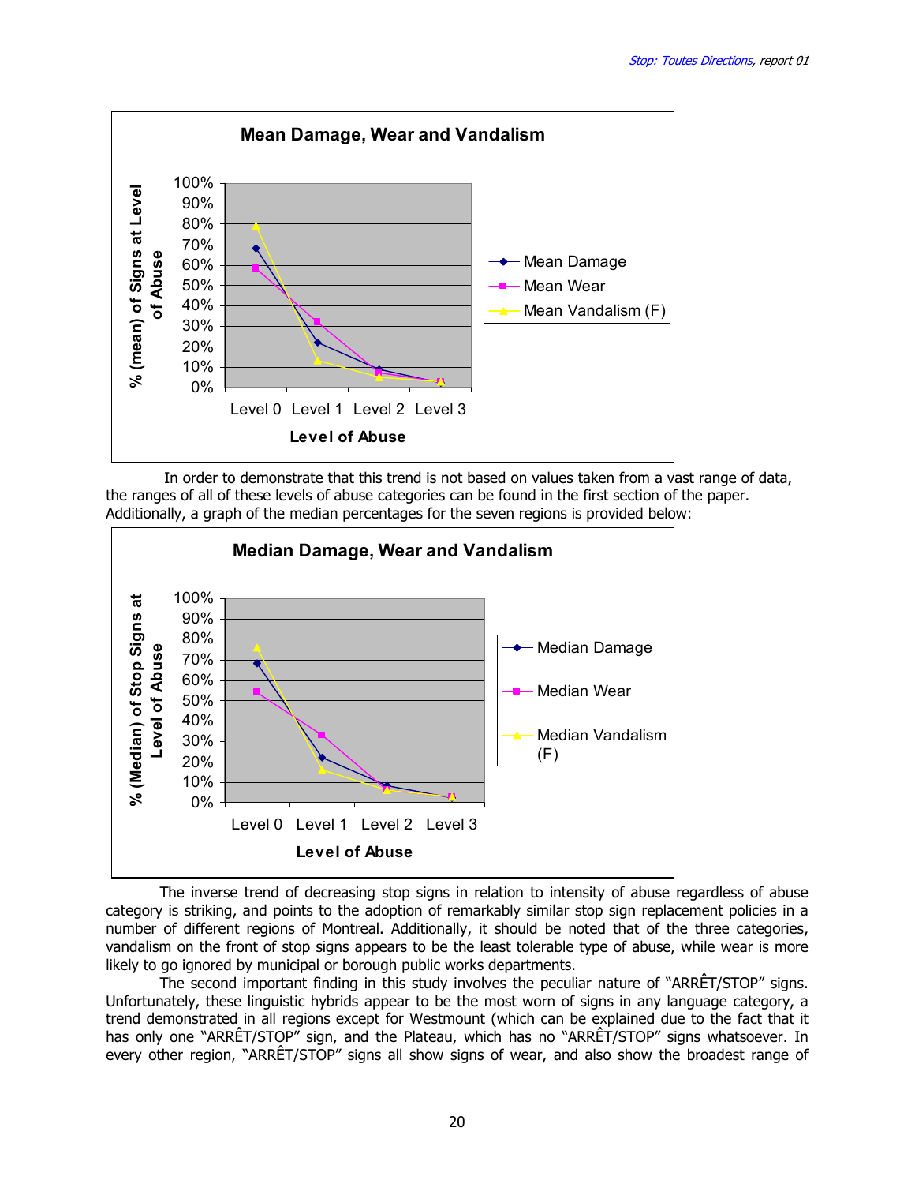In order to demonstrate that this trend is not based on values taken from a vast range of data, the ranges of all of these levels of abuse categories can be found in the first section of the paper. Additionally, a graph of the median percentages for the seven regions is provided below:

The inverse trend of decreasing stop signs in relation to intensity of abuse regardless of abuse category is striking, and points to the adoption of remarkably similar stop sign replacement policies in a number of different regions of Montreal. Additionally, it should be noted that of the three categories, vandalism on the front of stop signs appears to be the least tolerable type of abuse, while wear is more likely to go ignored by municipal or borough public works departments.

The second important finding in this study involves the peculiar nature of "ARRÊT/STOP" signs. Unfortunately, these linguistic hybrids appear to be the most worn of signs in any language category, a trend demonstrated in all regions except for Westmount (which can be explained due to the fact that it has only one "ARRÊT/STOP" sign, and the Plateau, which has no "ARRÊT/STOP" signs whatsoever. In every other region, "ARRÊT/STOP" signs all show signs of wear, and also show the broadest range of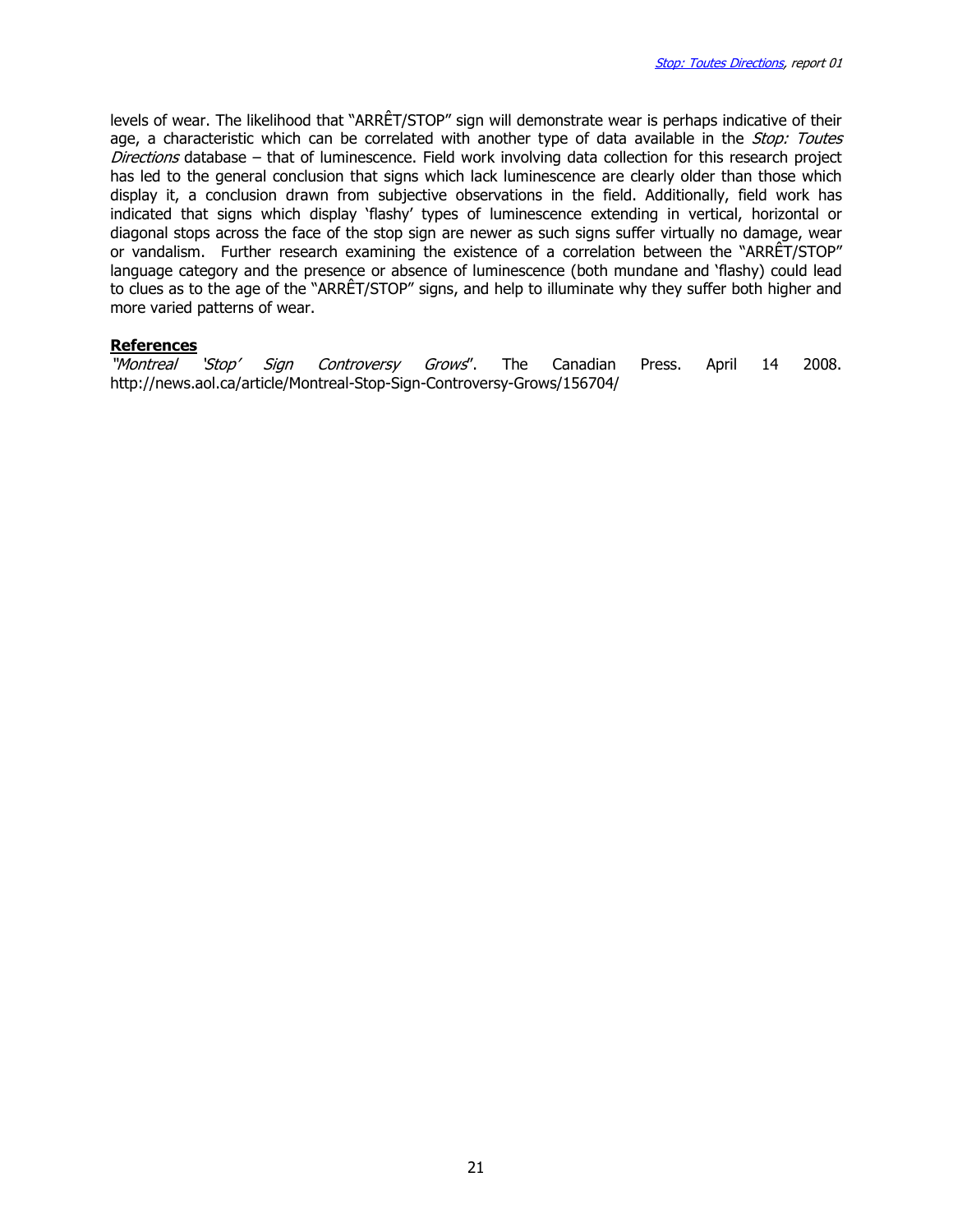levels of wear. The likelihood that "ARRÊT/STOP" sign will demonstrate wear is perhaps indicative of their age, a characteristic which can be correlated with another type of data available in the *Stop: Toutes Directions* database – that of luminescence. Field work involving data collection for this research project has led to the general conclusion that signs which lack luminescence are clearly older than those which display it, a conclusion drawn from subjective observations in the field. Additionally, field work has indicated that signs which display 'flashy' types of luminescence extending in vertical, horizontal or diagonal stops across the face of the stop sign are newer as such signs suffer virtually no damage, wear or vandalism. Further research examining the existence of a correlation between the "ARRÊT/STOP" language category and the presence or absence of luminescence (both mundane and 'flashy) could lead to clues as to the age of the "ARRÊT/STOP" signs, and help to illuminate why they suffer both higher and more varied patterns of wear.

## References

*"Montreal 'Stop' Sign Controversy Grows*". The Canadian Press. April 14 2008. http://news.aol.ca/article/Montreal-Stop-Sign-Controversy-Grows/156704/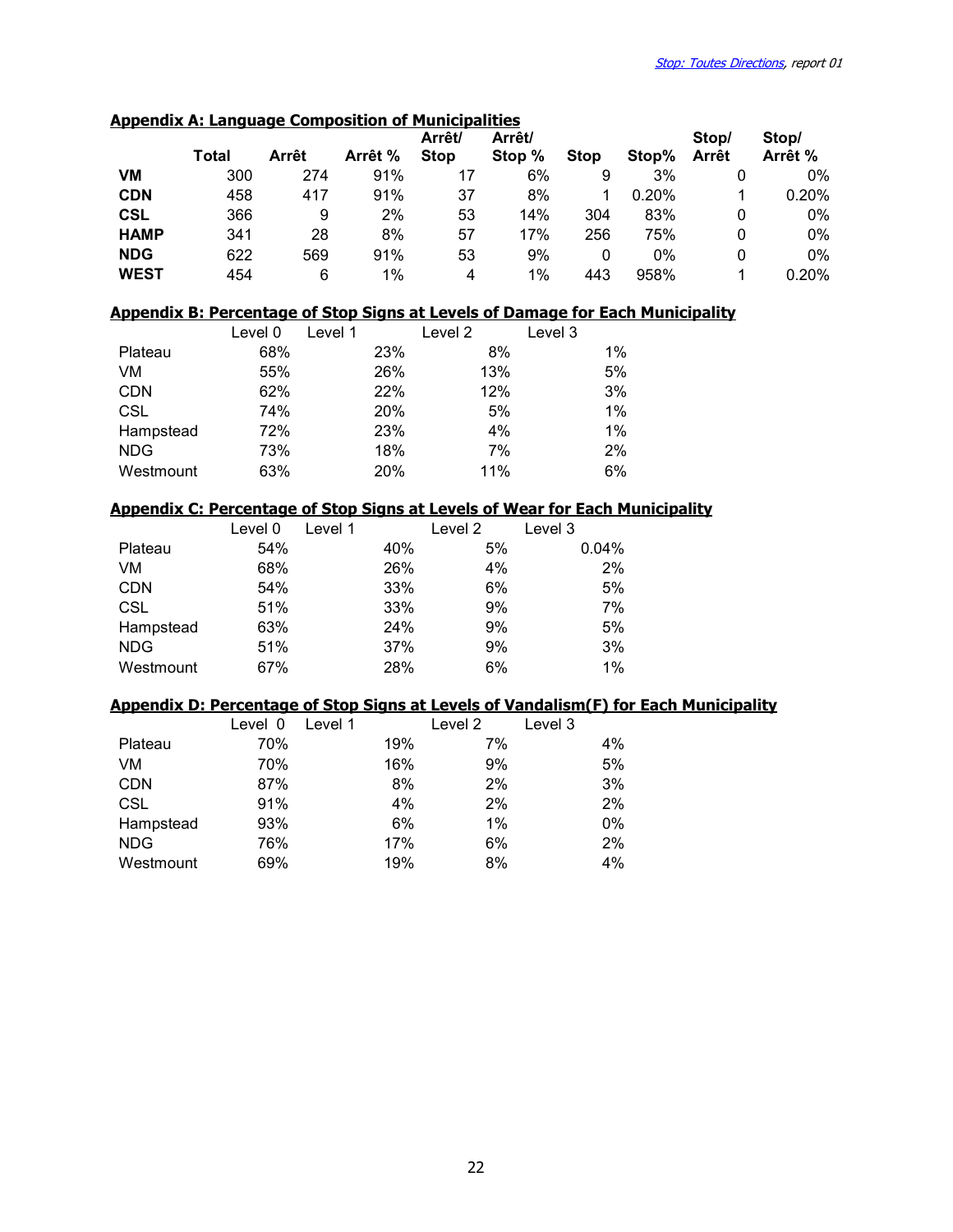**Appendix A: Language Composition of Municipalities**

| | Total | Arrêt | Arrêt % | Arrêt/ Stop | Arrêt/ Stop % | Stop | Stop% | Stop/ Arrêt | Stop/ Arrêt % |
|---|---|---|---|---|---|---|---|---|---|
| **VM** | 300 | 274 | 91% | 17 | 6% | 9 | 3% | 0 | 0% |
| **CDN** | 458 | 417 | 91% | 37 | 8% | 1 | 0.20% | 1 | 0.20% |
| **CSL** | 366 | 9 | 2% | 53 | 14% | 304 | 83% | 0 | 0% |
| **HAMP** | 341 | 28 | 8% | 57 | 17% | 256 | 75% | 0 | 0% |
| **NDG** | 622 | 569 | 91% | 53 | 9% | 0 | 0% | 0 | 0% |
| **WEST** | 454 | 6 | 1% | 4 | 1% | 443 | 958% | 1 | 0.20% |

**Appendix B: Percentage of Stop Signs at Levels of Damage for Each Municipality**

| | Level 0 | Level 1 | Level 2 | Level 3 |
|---|---|---|---|---|
| Plateau | 68% | 23% | 8% | 1% |
| VM | 55% | 26% | 13% | 5% |
| CDN | 62% | 22% | 12% | 3% |
| CSL | 74% | 20% | 5% | 1% |
| Hampstead | 72% | 23% | 4% | 1% |
| NDG | 73% | 18% | 7% | 2% |
| Westmount | 63% | 20% | 11% | 6% |

**Appendix C: Percentage of Stop Signs at Levels of Wear for Each Municipality**

| | Level 0 | Level 1 | Level 2 | Level 3 |
|---|---|---|---|---|
| Plateau | 54% | 40% | 5% | 0.04% |
| VM | 68% | 26% | 4% | 2% |
| CDN | 54% | 33% | 6% | 5% |
| CSL | 51% | 33% | 9% | 7% |
| Hampstead | 63% | 24% | 9% | 5% |
| NDG | 51% | 37% | 9% | 3% |
| Westmount | 67% | 28% | 6% | 1% |

**Appendix D: Percentage of Stop Signs at Levels of Vandalism(F) for Each Municipality**

| | Level 0 | Level 1 | Level 2 | Level 3 |
|---|---|---|---|---|
| Plateau | 70% | 19% | 7% | 4% |
| VM | 70% | 16% | 9% | 5% |
| CDN | 87% | 8% | 2% | 3% |
| CSL | 91% | 4% | 2% | 2% |
| Hampstead | 93% | 6% | 1% | 0% |
| NDG | 76% | 17% | 6% | 2% |
| Westmount | 69% | 19% | 8% | 4% |